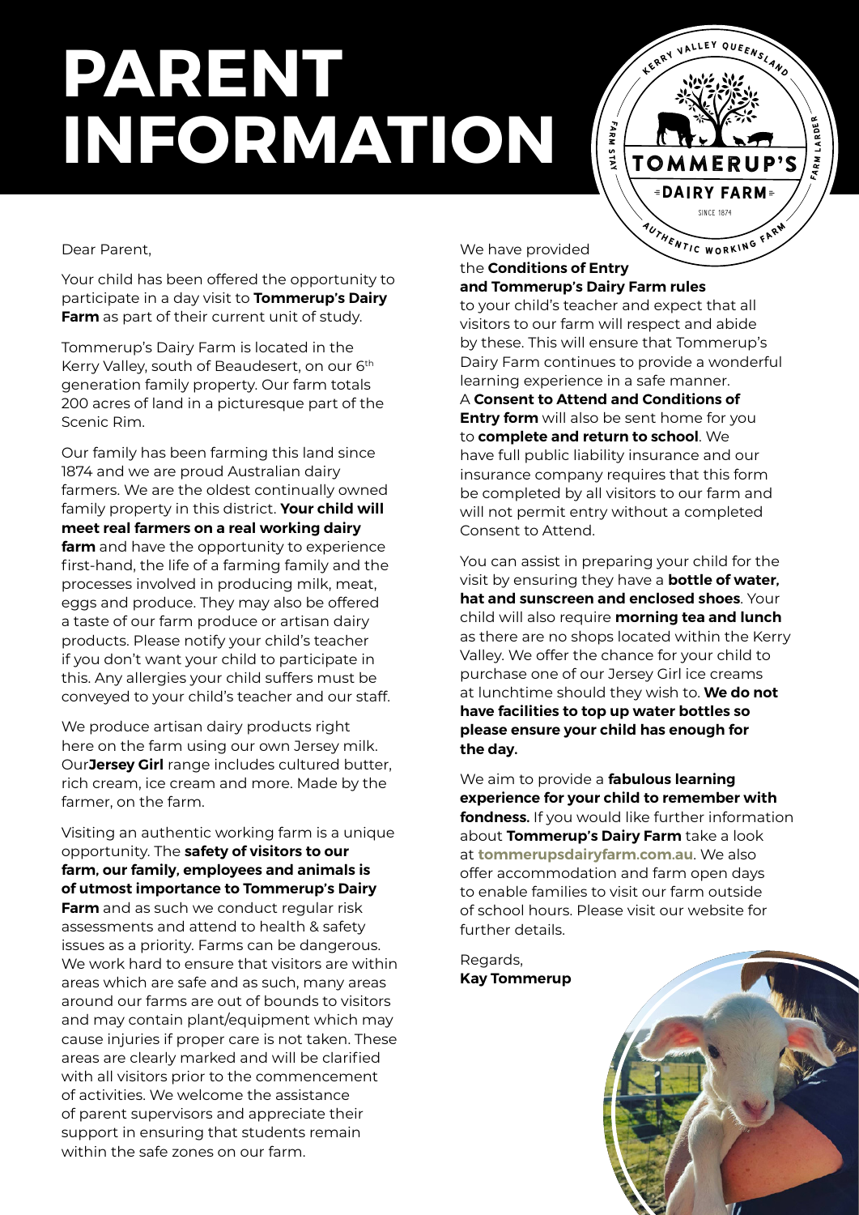# PARENT INFORMATION

Dear Parent,

Your child has been offered the opportunity to participate in a day visit to **Tommerup's Dairy Farm** as part of their current unit of study.

Tommerup's Dairy Farm is located in the Kerry Valley, south of Beaudesert, on our 6th generation family property. Our farm totals 200 acres of land in a picturesque part of the Scenic Rim.

Our family has been farming this land since 1874 and we are proud Australian dairy farmers. We are the oldest continually owned family property in this district. **Your child will meet real farmers on a real working dairy farm** and have the opportunity to experience first-hand, the life of a farming family and the processes involved in producing milk, meat, eggs and produce. They may also be offered a taste of our farm produce or artisan dairy products. Please notify your child's teacher if you don't want your child to participate in this. Any allergies your child suffers must be conveyed to your child's teacher and our staff.

We produce artisan dairy products right here on the farm using our own Jersey milk. Our **Jersey Girl** range includes cultured butter, rich cream, ice cream and more. Made by the farmer, on the farm.

Visiting an authentic working farm is a unique opportunity. The **safety of visitors to our farm, our family, employees and animals is of utmost importance to Tommerup's Dairy Farm** and as such we conduct regular risk assessments and attend to health & safety issues as a priority. Farms can be dangerous. We work hard to ensure that visitors are within areas which are safe and as such, many areas around our farms are out of bounds to visitors and may contain plant/equipment which may cause injuries if proper care is not taken. These areas are clearly marked and will be clarified with all visitors prior to the commencement of activities. We welcome the assistance of parent supervisors and appreciate their support in ensuring that students remain within the safe zones on our farm.

We have provided the **Conditions of Entry and Tommerup's Dairy Farm rules** to your child's teacher and expect that all visitors to our farm will respect and abide by these. This will ensure that Tommerup's Dairy Farm continues to provide a wonderful learning experience in a safe manner. A **Consent to Attend and Conditions of Entry form** will also be sent home for you to **complete and return to school**. We have full public liability insurance and our insurance company requires that this form be completed by all visitors to our farm and will not permit entry without a completed Consent to Attend.

You can assist in preparing your child for the visit by ensuring they have a **bottle of water, hat and sunscreen and enclosed shoes**. Your child will also require **morning tea and lunch** as there are no shops located within the Kerry Valley. We offer the chance for your child to purchase one of our Jersey Girl ice creams at lunchtime should they wish to. **We do not have facilities to top up water bottles so please ensure your child has enough for the day.**

We aim to provide a **fabulous learning experience for your child to remember with fondness.** If you would like further information about **Tommerup's Dairy Farm** take a look at **tommerupsdairyfarm.com.au**. We also offer accommodation and farm open days to enable families to visit our farm outside of school hours. Please visit our website for further details.

Regards,
**Kay Tommerup**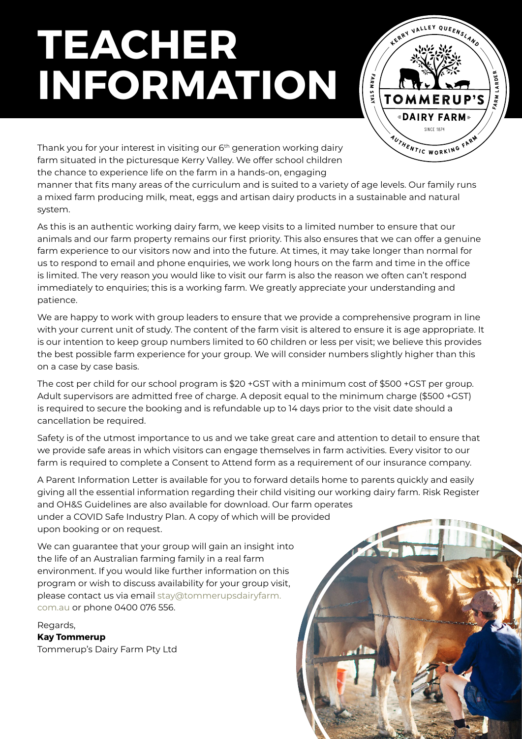# TEACHER INFORMATION

Thank you for your interest in visiting our 6th generation working dairy farm situated in the picturesque Kerry Valley. We offer school children the chance to experience life on the farm in a hands-on, engaging manner that fits many areas of the curriculum and is suited to a variety of age levels. Our family runs a mixed farm producing milk, meat, eggs and artisan dairy products in a sustainable and natural system.

As this is an authentic working dairy farm, we keep visits to a limited number to ensure that our animals and our farm property remains our first priority. This also ensures that we can offer a genuine farm experience to our visitors now and into the future. At times, it may take longer than normal for us to respond to email and phone enquiries, we work long hours on the farm and time in the office is limited. The very reason you would like to visit our farm is also the reason we often can't respond immediately to enquiries; this is a working farm. We greatly appreciate your understanding and patience.

We are happy to work with group leaders to ensure that we provide a comprehensive program in line with your current unit of study. The content of the farm visit is altered to ensure it is age appropriate. It is our intention to keep group numbers limited to 60 children or less per visit; we believe this provides the best possible farm experience for your group. We will consider numbers slightly higher than this on a case by case basis.

The cost per child for our school program is $20 +GST with a minimum cost of $500 +GST per group. Adult supervisors are admitted free of charge. A deposit equal to the minimum charge ($500 +GST) is required to secure the booking and is refundable up to 14 days prior to the visit date should a cancellation be required.

Safety is of the utmost importance to us and we take great care and attention to detail to ensure that we provide safe areas in which visitors can engage themselves in farm activities. Every visitor to our farm is required to complete a Consent to Attend form as a requirement of our insurance company.

A Parent Information Letter is available for you to forward details home to parents quickly and easily giving all the essential information regarding their child visiting our working dairy farm. Risk Register and OH&S Guidelines are also available for download. Our farm operates under a COVID Safe Industry Plan. A copy of which will be provided upon booking or on request.

We can guarantee that your group will gain an insight into the life of an Australian farming family in a real farm environment. If you would like further information on this program or wish to discuss availability for your group visit, please contact us via email stay@tommerupsdairyfarm.com.au or phone 0400 076 556.

Regards,
**Kay Tommerup**
Tommerup's Dairy Farm Pty Ltd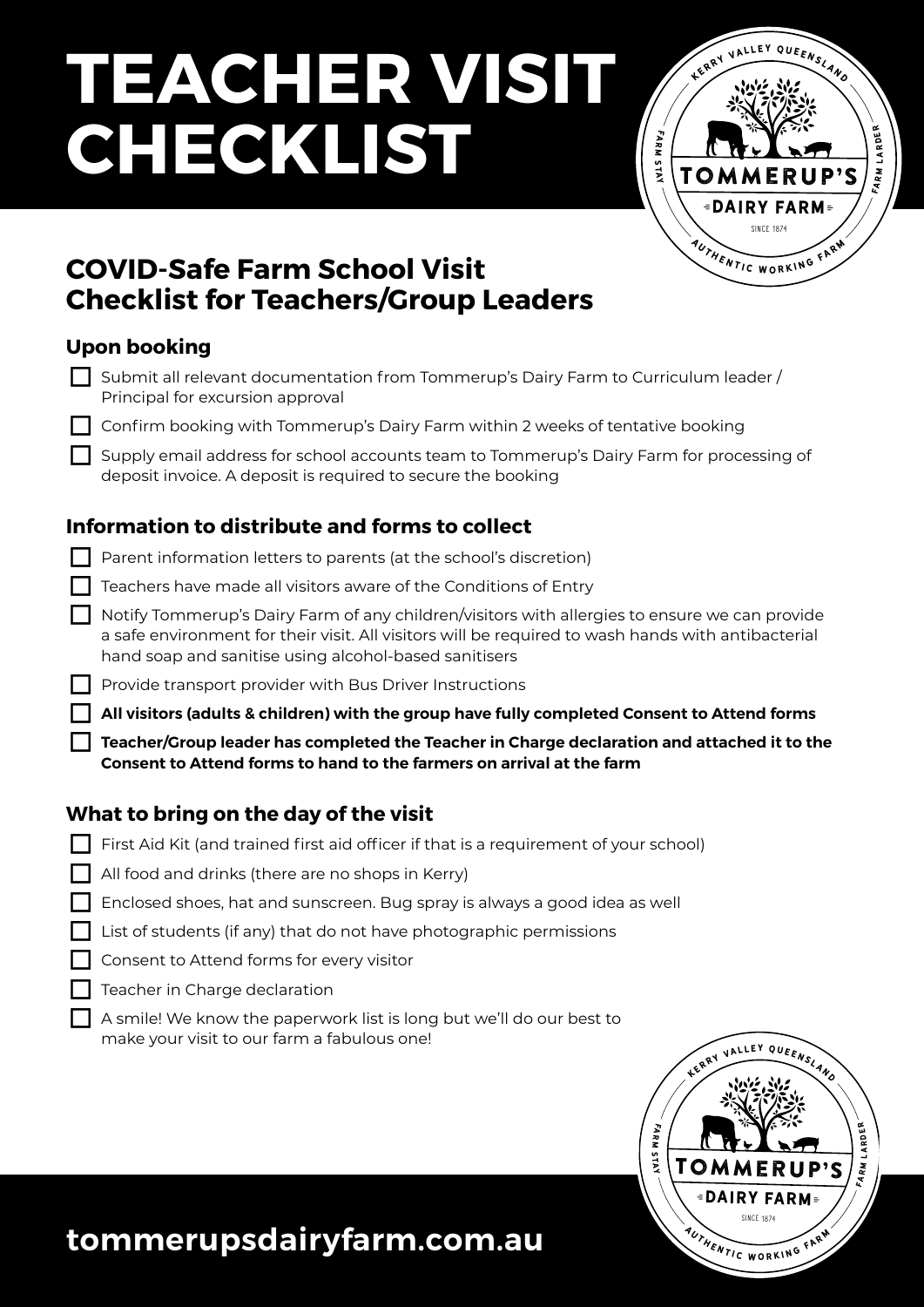# TEACHER VISIT CHECKLIST

## COVID-Safe Farm School Visit Checklist for Teachers/Group Leaders

### Upon booking

- ☐ Submit all relevant documentation from Tommerup's Dairy Farm to Curriculum leader / Principal for excursion approval
- ☐ Confirm booking with Tommerup's Dairy Farm within 2 weeks of tentative booking
- ☐ Supply email address for school accounts team to Tommerup's Dairy Farm for processing of deposit invoice. A deposit is required to secure the booking

### Information to distribute and forms to collect

- ☐ Parent information letters to parents (at the school's discretion)
- ☐ Teachers have made all visitors aware of the Conditions of Entry
- ☐ Notify Tommerup's Dairy Farm of any children/visitors with allergies to ensure we can provide a safe environment for their visit. All visitors will be required to wash hands with antibacterial hand soap and sanitise using alcohol-based sanitisers
- ☐ Provide transport provider with Bus Driver Instructions
- ☐ **All visitors (adults & children) with the group have fully completed Consent to Attend forms**
- ☐ **Teacher/Group leader has completed the Teacher in Charge declaration and attached it to the Consent to Attend forms to hand to the farmers on arrival at the farm**

### What to bring on the day of the visit

- ☐ First Aid Kit (and trained first aid officer if that is a requirement of your school)
- ☐ All food and drinks (there are no shops in Kerry)
- ☐ Enclosed shoes, hat and sunscreen. Bug spray is always a good idea as well
- ☐ List of students (if any) that do not have photographic permissions
- ☐ Consent to Attend forms for every visitor
- ☐ Teacher in Charge declaration
- ☐ A smile! We know the paperwork list is long but we'll do our best to make your visit to our farm a fabulous one!

**tommerupsdairyfarm.com.au**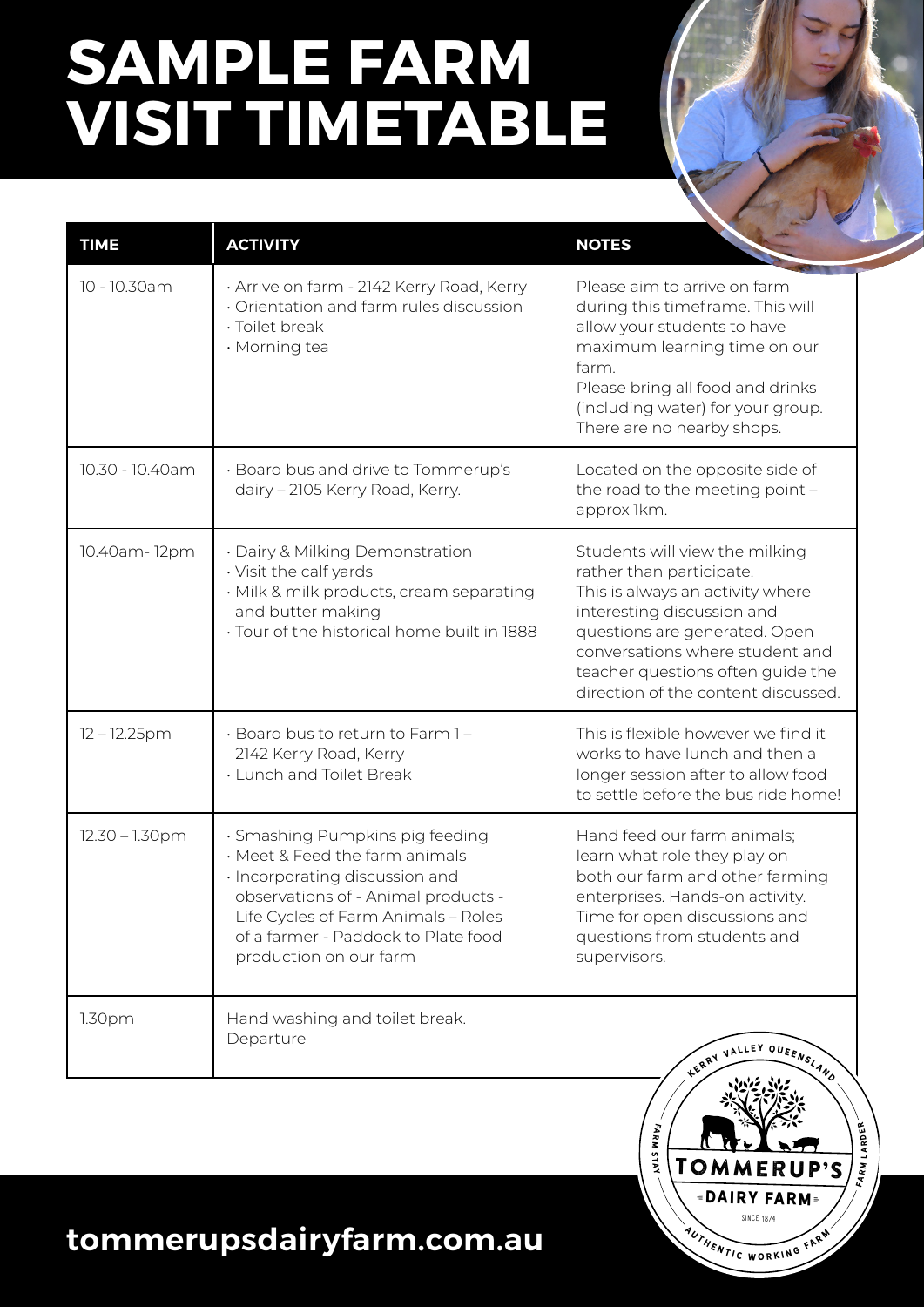# SAMPLE FARM VISIT TIMETABLE

| TIME | ACTIVITY | NOTES |
|---|---|---|
| 10 - 10.30am | · Arrive on farm - 2142 Kerry Road, Kerry<br>· Orientation and farm rules discussion<br>· Toilet break<br>· Morning tea | Please aim to arrive on farm during this timeframe. This will allow your students to have maximum learning time on our farm.<br>Please bring all food and drinks (including water) for your group. There are no nearby shops. |
| 10.30 - 10.40am | · Board bus and drive to Tommerup's dairy – 2105 Kerry Road, Kerry. | Located on the opposite side of the road to the meeting point – approx 1km. |
| 10.40am- 12pm | · Dairy & Milking Demonstration<br>· Visit the calf yards<br>· Milk & milk products, cream separating and butter making<br>· Tour of the historical home built in 1888 | Students will view the milking rather than participate.<br>This is always an activity where interesting discussion and questions are generated. Open conversations where student and teacher questions often guide the direction of the content discussed. |
| 12 – 12.25pm | · Board bus to return to Farm 1 – 2142 Kerry Road, Kerry<br>· Lunch and Toilet Break | This is flexible however we find it works to have lunch and then a longer session after to allow food to settle before the bus ride home! |
| 12.30 – 1.30pm | · Smashing Pumpkins pig feeding<br>· Meet & Feed the farm animals<br>· Incorporating discussion and observations of - Animal products - Life Cycles of Farm Animals – Roles of a farmer - Paddock to Plate food production on our farm | Hand feed our farm animals; learn what role they play on both our farm and other farming enterprises. Hands-on activity. Time for open discussions and questions from students and supervisors. |
| 1.30pm | Hand washing and toilet break.<br>Departure | |

KERRY VALLEY QUEENSLAND
FARM STAY
FARM LARDER
TOMMERUP'S
DAIRY FARM
SINCE 1874
AUTHENTIC WORKING FARM

**tommerupsdairyfarm.com.au**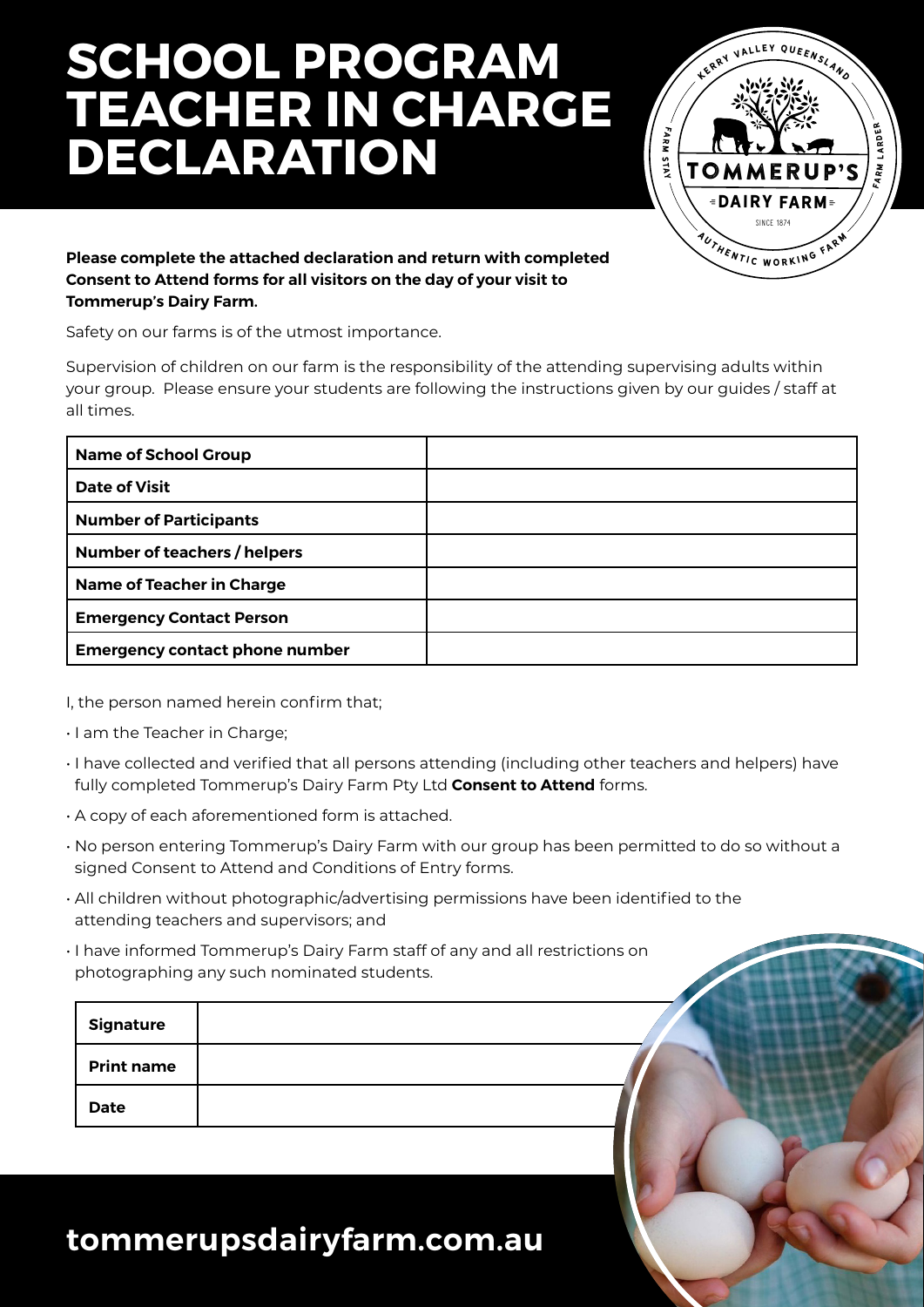# SCHOOL PROGRAM TEACHER IN CHARGE DECLARATION

**Please complete the attached declaration and return with completed Consent to Attend forms for all visitors on the day of your visit to Tommerup's Dairy Farm.**

Safety on our farms is of the utmost importance.

Supervision of children on our farm is the responsibility of the attending supervising adults within your group. Please ensure your students are following the instructions given by our guides / staff at all times.

| | |
|---|---|
| **Name of School Group** | |
| **Date of Visit** | |
| **Number of Participants** | |
| **Number of teachers / helpers** | |
| **Name of Teacher in Charge** | |
| **Emergency Contact Person** | |
| **Emergency contact phone number** | |

I, the person named herein confirm that;

- I am the Teacher in Charge;
- I have collected and verified that all persons attending (including other teachers and helpers) have fully completed Tommerup's Dairy Farm Pty Ltd **Consent to Attend** forms.
- A copy of each aforementioned form is attached.
- No person entering Tommerup's Dairy Farm with our group has been permitted to do so without a signed Consent to Attend and Conditions of Entry forms.
- All children without photographic/advertising permissions have been identified to the attending teachers and supervisors; and
- I have informed Tommerup's Dairy Farm staff of any and all restrictions on photographing any such nominated students.

| | |
|---|---|
| **Signature** | |
| **Print name** | |
| **Date** | |

**tommerupsdairyfarm.com.au**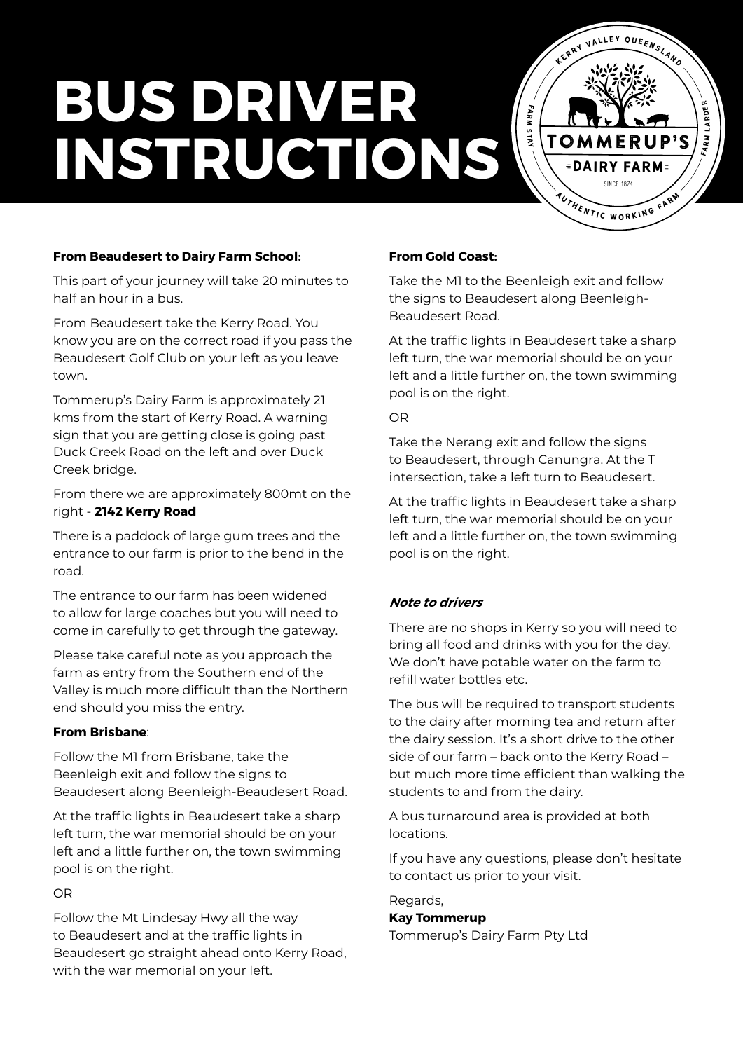# BUS DRIVER INSTRUCTIONS

**From Beaudesert to Dairy Farm School:**

This part of your journey will take 20 minutes to half an hour in a bus.

From Beaudesert take the Kerry Road. You know you are on the correct road if you pass the Beaudesert Golf Club on your left as you leave town.

Tommerup's Dairy Farm is approximately 21 kms from the start of Kerry Road. A warning sign that you are getting close is going past Duck Creek Road on the left and over Duck Creek bridge.

From there we are approximately 800mt on the right - **2142 Kerry Road**

There is a paddock of large gum trees and the entrance to our farm is prior to the bend in the road.

The entrance to our farm has been widened to allow for large coaches but you will need to come in carefully to get through the gateway.

Please take careful note as you approach the farm as entry from the Southern end of the Valley is much more difficult than the Northern end should you miss the entry.

**From Brisbane**:

Follow the M1 from Brisbane, take the Beenleigh exit and follow the signs to Beaudesert along Beenleigh-Beaudesert Road.

At the traffic lights in Beaudesert take a sharp left turn, the war memorial should be on your left and a little further on, the town swimming pool is on the right.

OR

Follow the Mt Lindesay Hwy all the way to Beaudesert and at the traffic lights in Beaudesert go straight ahead onto Kerry Road, with the war memorial on your left.

**From Gold Coast:**

Take the M1 to the Beenleigh exit and follow the signs to Beaudesert along Beenleigh-Beaudesert Road.

At the traffic lights in Beaudesert take a sharp left turn, the war memorial should be on your left and a little further on, the town swimming pool is on the right.

OR

Take the Nerang exit and follow the signs to Beaudesert, through Canungra. At the T intersection, take a left turn to Beaudesert.

At the traffic lights in Beaudesert take a sharp left turn, the war memorial should be on your left and a little further on, the town swimming pool is on the right.

***Note to drivers***

There are no shops in Kerry so you will need to bring all food and drinks with you for the day. We don't have potable water on the farm to refill water bottles etc.

The bus will be required to transport students to the dairy after morning tea and return after the dairy session. It's a short drive to the other side of our farm – back onto the Kerry Road – but much more time efficient than walking the students to and from the dairy.

A bus turnaround area is provided at both locations.

If you have any questions, please don't hesitate to contact us prior to your visit.

Regards,
**Kay Tommerup**
Tommerup's Dairy Farm Pty Ltd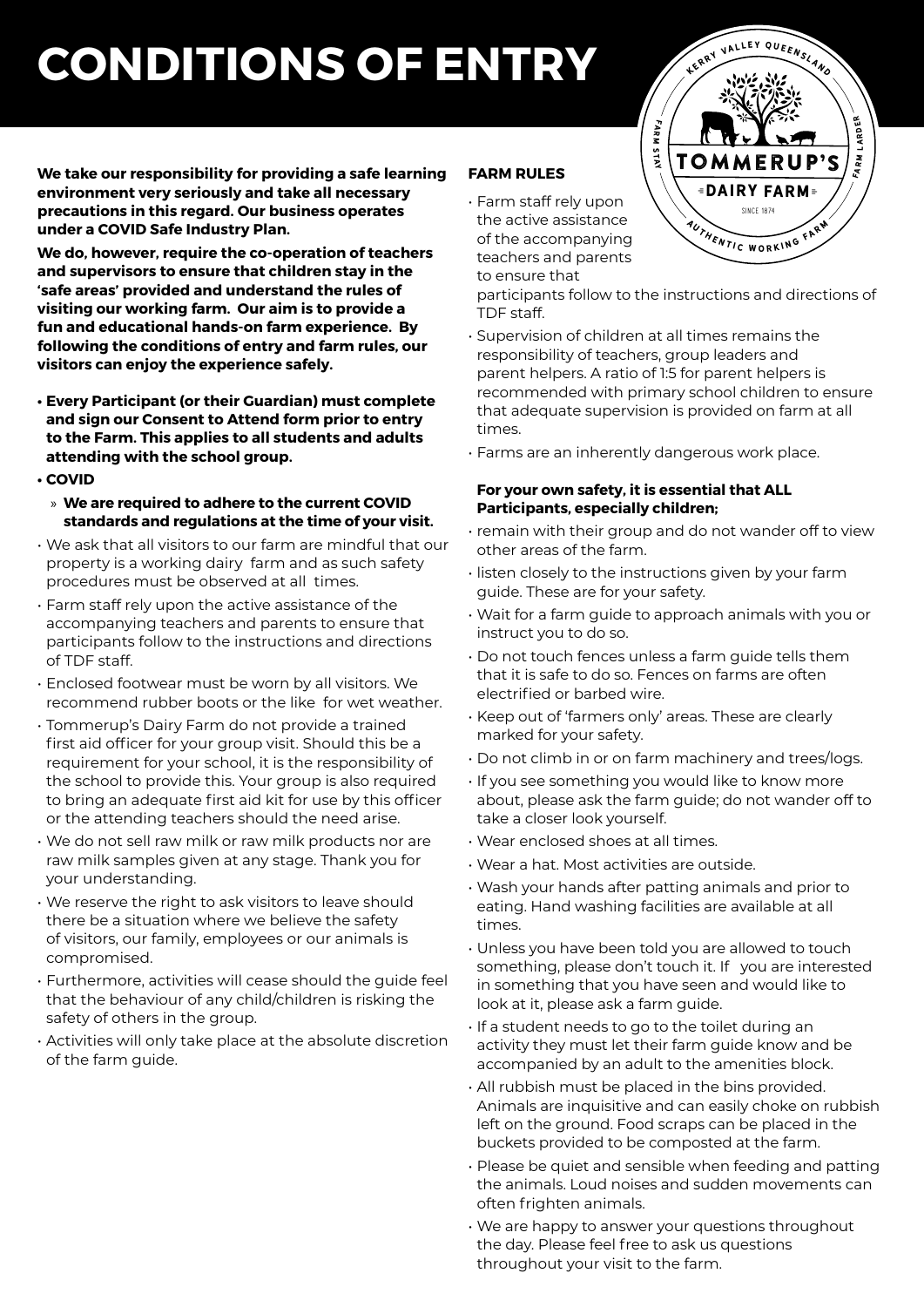# CONDITIONS OF ENTRY

**We take our responsibility for providing a safe learning environment very seriously and take all necessary precautions in this regard. Our business operates under a COVID Safe Industry Plan.**

**We do, however, require the co-operation of teachers and supervisors to ensure that children stay in the 'safe areas' provided and understand the rules of visiting our working farm. Our aim is to provide a fun and educational hands-on farm experience. By following the conditions of entry and farm rules, our visitors can enjoy the experience safely.**

- **Every Participant (or their Guardian) must complete and sign our Consent to Attend form prior to entry to the Farm. This applies to all students and adults attending with the school group.**
- **COVID**
  - **We are required to adhere to the current COVID standards and regulations at the time of your visit.**
- We ask that all visitors to our farm are mindful that our property is a working dairy farm and as such safety procedures must be observed at all times.
- Farm staff rely upon the active assistance of the accompanying teachers and parents to ensure that participants follow to the instructions and directions of TDF staff.
- Enclosed footwear must be worn by all visitors. We recommend rubber boots or the like for wet weather.
- Tommerup's Dairy Farm do not provide a trained first aid officer for your group visit. Should this be a requirement for your school, it is the responsibility of the school to provide this. Your group is also required to bring an adequate first aid kit for use by this officer or the attending teachers should the need arise.
- We do not sell raw milk or raw milk products nor are raw milk samples given at any stage. Thank you for your understanding.
- We reserve the right to ask visitors to leave should there be a situation where we believe the safety of visitors, our family, employees or our animals is compromised.
- Furthermore, activities will cease should the guide feel that the behaviour of any child/children is risking the safety of others in the group.
- Activities will only take place at the absolute discretion of the farm guide.

### FARM RULES

- Farm staff rely upon the active assistance of the accompanying teachers and parents to ensure that participants follow to the instructions and directions of TDF staff.
- Supervision of children at all times remains the responsibility of teachers, group leaders and parent helpers. A ratio of 1:5 for parent helpers is recommended with primary school children to ensure that adequate supervision is provided on farm at all times.
- Farms are an inherently dangerous work place.

**For your own safety, it is essential that ALL Participants, especially children;**

- remain with their group and do not wander off to view other areas of the farm.
- listen closely to the instructions given by your farm guide. These are for your safety.
- Wait for a farm guide to approach animals with you or instruct you to do so.
- Do not touch fences unless a farm guide tells them that it is safe to do so. Fences on farms are often electrified or barbed wire.
- Keep out of 'farmers only' areas. These are clearly marked for your safety.
- Do not climb in or on farm machinery and trees/logs.
- If you see something you would like to know more about, please ask the farm guide; do not wander off to take a closer look yourself.
- Wear enclosed shoes at all times.
- Wear a hat. Most activities are outside.
- Wash your hands after patting animals and prior to eating. Hand washing facilities are available at all times.
- Unless you have been told you are allowed to touch something, please don't touch it. If you are interested in something that you have seen and would like to look at it, please ask a farm guide.
- If a student needs to go to the toilet during an activity they must let their farm guide know and be accompanied by an adult to the amenities block.
- All rubbish must be placed in the bins provided. Animals are inquisitive and can easily choke on rubbish left on the ground. Food scraps can be placed in the buckets provided to be composted at the farm.
- Please be quiet and sensible when feeding and patting the animals. Loud noises and sudden movements can often frighten animals.
- We are happy to answer your questions throughout the day. Please feel free to ask us questions throughout your visit to the farm.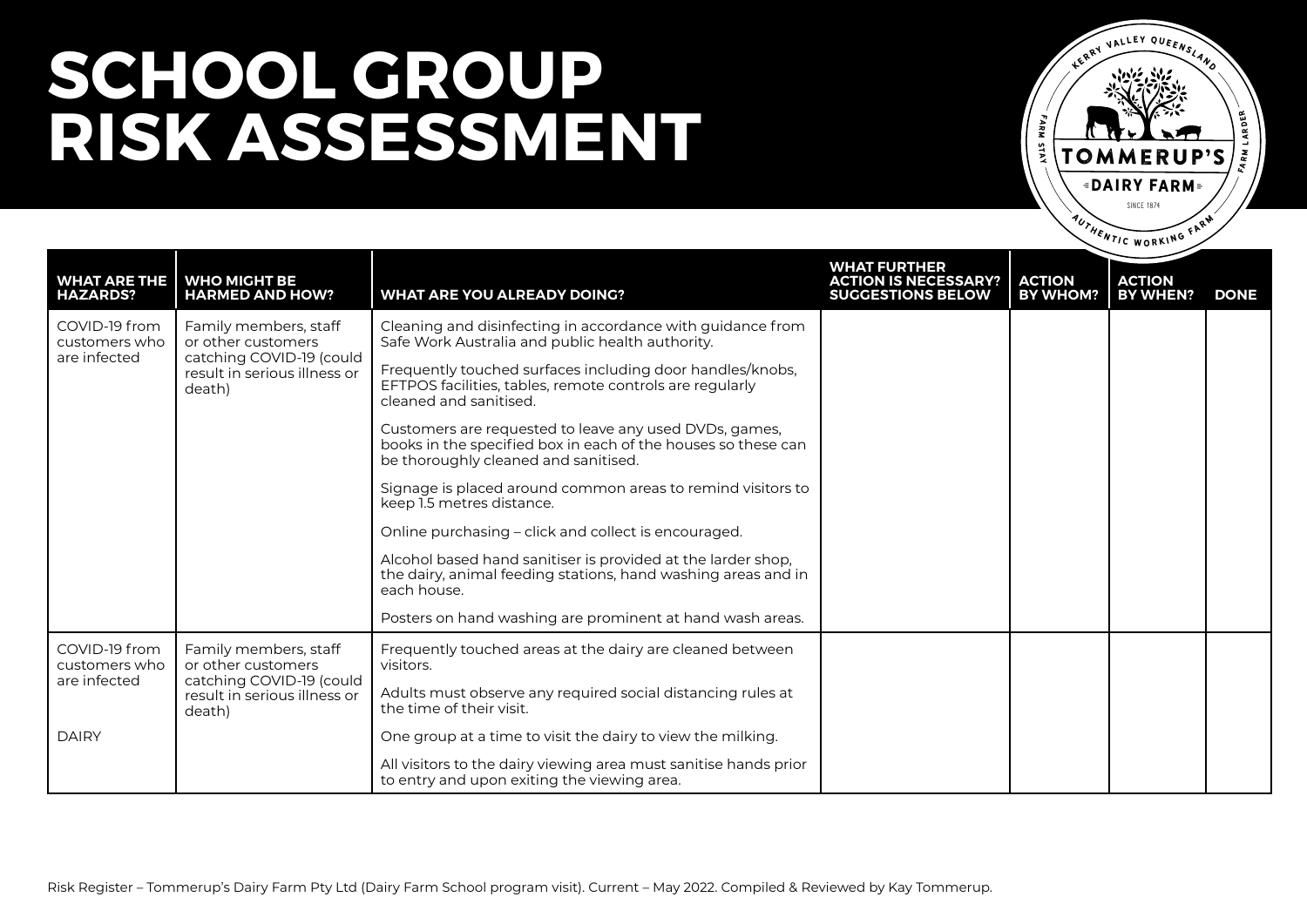# SCHOOL GROUP RISK ASSESSMENT

| WHAT ARE THE HAZARDS? | WHO MIGHT BE HARMED AND HOW? | WHAT ARE YOU ALREADY DOING? | WHAT FURTHER ACTION IS NECESSARY? SUGGESTIONS BELOW | ACTION BY WHOM? | ACTION BY WHEN? | DONE |
|---|---|---|---|---|---|---|
| COVID-19 from customers who are infected | Family members, staff or other customers catching COVID-19 (could result in serious illness or death) | Cleaning and disinfecting in accordance with guidance from Safe Work Australia and public health authority.<br><br>Frequently touched surfaces including door handles/knobs, EFTPOS facilities, tables, remote controls are regularly cleaned and sanitised.<br><br>Customers are requested to leave any used DVDs, games, books in the specified box in each of the houses so these can be thoroughly cleaned and sanitised.<br><br>Signage is placed around common areas to remind visitors to keep 1.5 metres distance.<br><br>Online purchasing – click and collect is encouraged.<br><br>Alcohol based hand sanitiser is provided at the larder shop, the dairy, animal feeding stations, hand washing areas and in each house.<br><br>Posters on hand washing are prominent at hand wash areas. | | | | |
| COVID-19 from customers who are infected<br><br>DAIRY | Family members, staff or other customers catching COVID-19 (could result in serious illness or death) | Frequently touched areas at the dairy are cleaned between visitors.<br><br>Adults must observe any required social distancing rules at the time of their visit.<br><br>One group at a time to visit the dairy to view the milking.<br><br>All visitors to the dairy viewing area must sanitise hands prior to entry and upon exiting the viewing area. | | | | |

Risk Register – Tommerup's Dairy Farm Pty Ltd (Dairy Farm School program visit). Current – May 2022. Compiled & Reviewed by Kay Tommerup.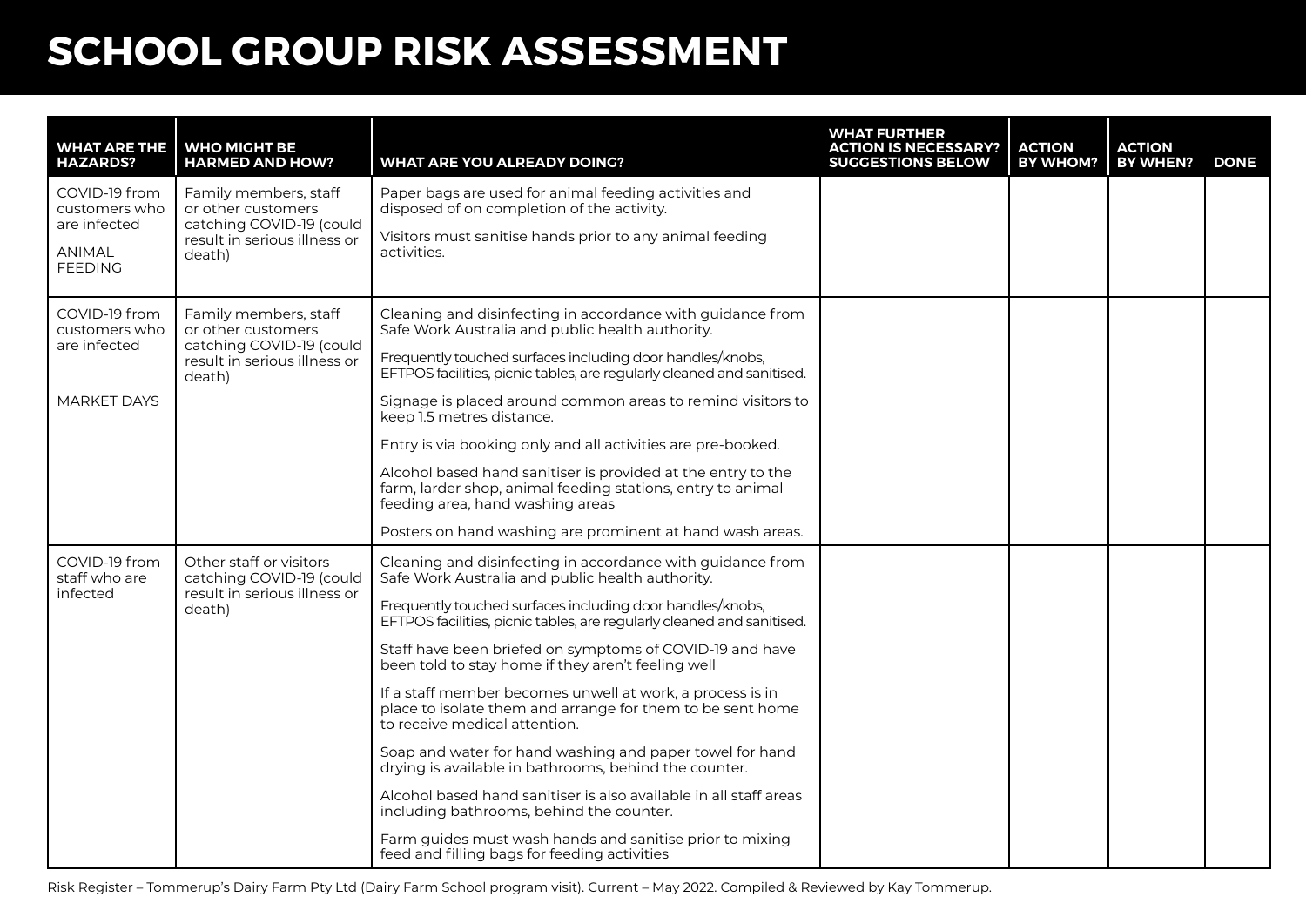# SCHOOL GROUP RISK ASSESSMENT

| WHAT ARE THE HAZARDS? | WHO MIGHT BE HARMED AND HOW? | WHAT ARE YOU ALREADY DOING? | WHAT FURTHER ACTION IS NECESSARY? SUGGESTIONS BELOW | ACTION BY WHOM? | ACTION BY WHEN? | DONE |
|---|---|---|---|---|---|---|
| COVID-19 from customers who are infected<br><br>ANIMAL FEEDING | Family members, staff or other customers catching COVID-19 (could result in serious illness or death) | Paper bags are used for animal feeding activities and disposed of on completion of the activity.<br><br>Visitors must sanitise hands prior to any animal feeding activities. | | | | |
| COVID-19 from customers who are infected<br><br>MARKET DAYS | Family members, staff or other customers catching COVID-19 (could result in serious illness or death) | Cleaning and disinfecting in accordance with guidance from Safe Work Australia and public health authority.<br><br>Frequently touched surfaces including door handles/knobs, EFTPOS facilities, picnic tables, are regularly cleaned and sanitised.<br><br>Signage is placed around common areas to remind visitors to keep 1.5 metres distance.<br><br>Entry is via booking only and all activities are pre-booked.<br><br>Alcohol based hand sanitiser is provided at the entry to the farm, larder shop, animal feeding stations, entry to animal feeding area, hand washing areas<br><br>Posters on hand washing are prominent at hand wash areas. | | | | |
| COVID-19 from staff who are infected | Other staff or visitors catching COVID-19 (could result in serious illness or death) | Cleaning and disinfecting in accordance with guidance from Safe Work Australia and public health authority.<br><br>Frequently touched surfaces including door handles/knobs, EFTPOS facilities, picnic tables, are regularly cleaned and sanitised.<br><br>Staff have been briefed on symptoms of COVID-19 and have been told to stay home if they aren't feeling well<br><br>If a staff member becomes unwell at work, a process is in place to isolate them and arrange for them to be sent home to receive medical attention.<br><br>Soap and water for hand washing and paper towel for hand drying is available in bathrooms, behind the counter.<br><br>Alcohol based hand sanitiser is also available in all staff areas including bathrooms, behind the counter.<br><br>Farm guides must wash hands and sanitise prior to mixing feed and filling bags for feeding activities | | | | |

Risk Register – Tommerup's Dairy Farm Pty Ltd (Dairy Farm School program visit). Current – May 2022. Compiled & Reviewed by Kay Tommerup.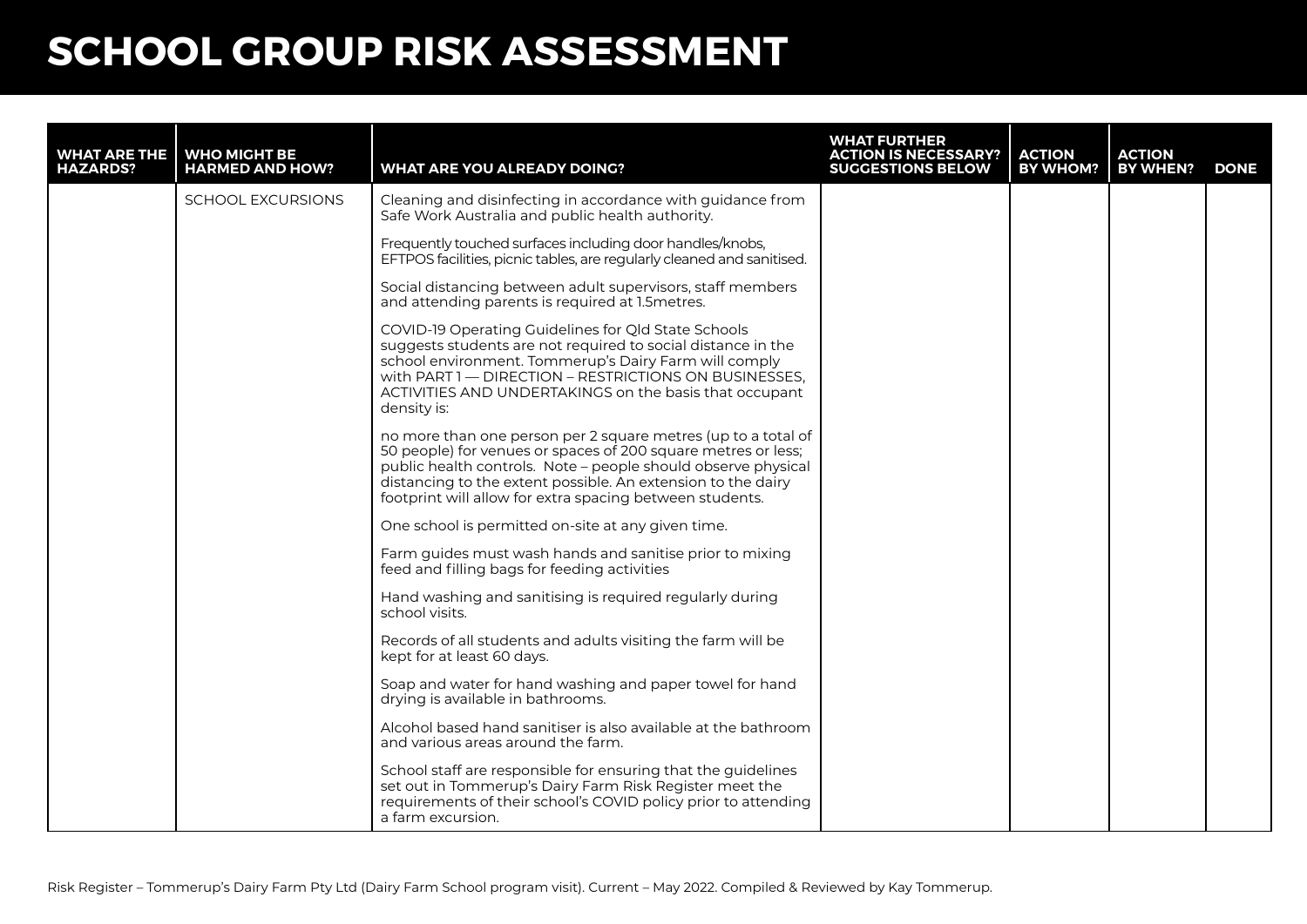# SCHOOL GROUP RISK ASSESSMENT

| WHAT ARE THE HAZARDS? | WHO MIGHT BE HARMED AND HOW? | WHAT ARE YOU ALREADY DOING? | WHAT FURTHER ACTION IS NECESSARY? SUGGESTIONS BELOW | ACTION BY WHOM? | ACTION BY WHEN? | DONE |
|---|---|---|---|---|---|---|
| | SCHOOL EXCURSIONS | Cleaning and disinfecting in accordance with guidance from Safe Work Australia and public health authority.<br><br>Frequently touched surfaces including door handles/knobs, EFTPOS facilities, picnic tables, are regularly cleaned and sanitised.<br><br>Social distancing between adult supervisors, staff members and attending parents is required at 1.5metres.<br><br>COVID-19 Operating Guidelines for Qld State Schools suggests students are not required to social distance in the school environment. Tommerup's Dairy Farm will comply with PART 1 — DIRECTION – RESTRICTIONS ON BUSINESSES, ACTIVITIES AND UNDERTAKINGS on the basis that occupant density is:<br><br>no more than one person per 2 square metres (up to a total of 50 people) for venues or spaces of 200 square metres or less; public health controls. Note – people should observe physical distancing to the extent possible. An extension to the dairy footprint will allow for extra spacing between students.<br><br>One school is permitted on-site at any given time.<br><br>Farm guides must wash hands and sanitise prior to mixing feed and filling bags for feeding activities<br><br>Hand washing and sanitising is required regularly during school visits.<br><br>Records of all students and adults visiting the farm will be kept for at least 60 days.<br><br>Soap and water for hand washing and paper towel for hand drying is available in bathrooms.<br><br>Alcohol based hand sanitiser is also available at the bathroom and various areas around the farm.<br><br>School staff are responsible for ensuring that the guidelines set out in Tommerup's Dairy Farm Risk Register meet the requirements of their school's COVID policy prior to attending a farm excursion. | | | | |

Risk Register – Tommerup's Dairy Farm Pty Ltd (Dairy Farm School program visit). Current – May 2022. Compiled & Reviewed by Kay Tommerup.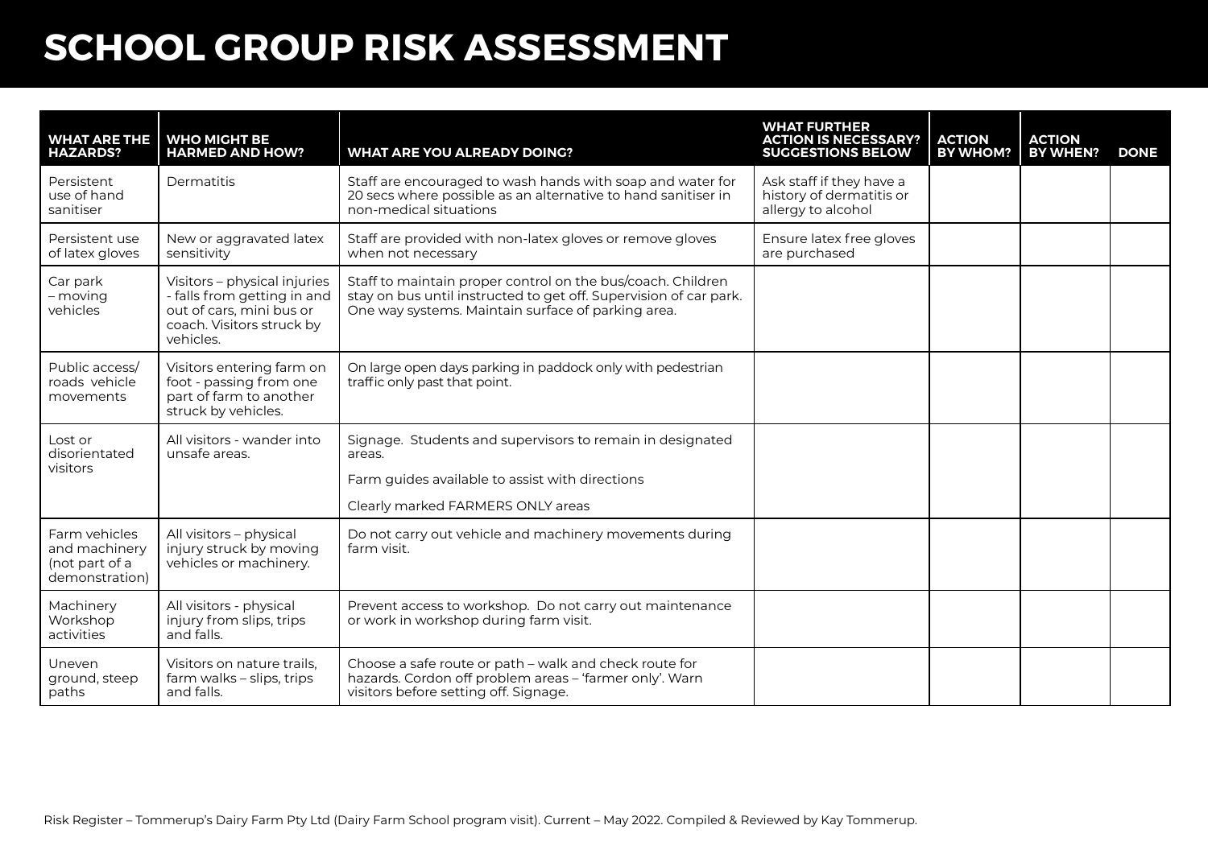# SCHOOL GROUP RISK ASSESSMENT

| WHAT ARE THE HAZARDS? | WHO MIGHT BE HARMED AND HOW? | WHAT ARE YOU ALREADY DOING? | WHAT FURTHER ACTION IS NECESSARY? SUGGESTIONS BELOW | ACTION BY WHOM? | ACTION BY WHEN? | DONE |
|---|---|---|---|---|---|---|
| Persistent use of hand sanitiser | Dermatitis | Staff are encouraged to wash hands with soap and water for 20 secs where possible as an alternative to hand sanitiser in non-medical situations | Ask staff if they have a history of dermatitis or allergy to alcohol | | | |
| Persistent use of latex gloves | New or aggravated latex sensitivity | Staff are provided with non-latex gloves or remove gloves when not necessary | Ensure latex free gloves are purchased | | | |
| Car park – moving vehicles | Visitors – physical injuries - falls from getting in and out of cars, mini bus or coach. Visitors struck by vehicles. | Staff to maintain proper control on the bus/coach. Children stay on bus until instructed to get off. Supervision of car park. One way systems. Maintain surface of parking area. | | | | |
| Public access/ roads vehicle movements | Visitors entering farm on foot - passing from one part of farm to another struck by vehicles. | On large open days parking in paddock only with pedestrian traffic only past that point. | | | | |
| Lost or disorientated visitors | All visitors - wander into unsafe areas. | Signage. Students and supervisors to remain in designated areas.<br>Farm guides available to assist with directions<br>Clearly marked FARMERS ONLY areas | | | | |
| Farm vehicles and machinery (not part of a demonstration) | All visitors – physical injury struck by moving vehicles or machinery. | Do not carry out vehicle and machinery movements during farm visit. | | | | |
| Machinery Workshop activities | All visitors - physical injury from slips, trips and falls. | Prevent access to workshop. Do not carry out maintenance or work in workshop during farm visit. | | | | |
| Uneven ground, steep paths | Visitors on nature trails, farm walks – slips, trips and falls. | Choose a safe route or path – walk and check route for hazards. Cordon off problem areas – 'farmer only'. Warn visitors before setting off. Signage. | | | | |

Risk Register – Tommerup's Dairy Farm Pty Ltd (Dairy Farm School program visit). Current – May 2022. Compiled & Reviewed by Kay Tommerup.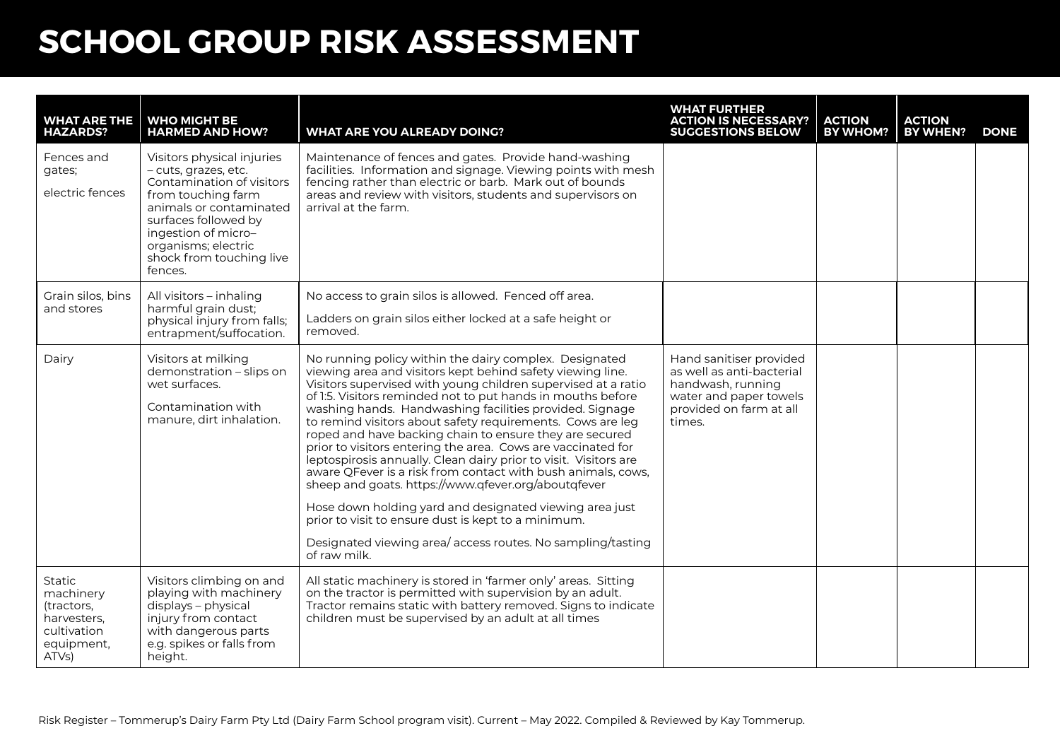# SCHOOL GROUP RISK ASSESSMENT

| WHAT ARE THE HAZARDS? | WHO MIGHT BE HARMED AND HOW? | WHAT ARE YOU ALREADY DOING? | WHAT FURTHER ACTION IS NECESSARY? SUGGESTIONS BELOW | ACTION BY WHOM? | ACTION BY WHEN? | DONE |
|---|---|---|---|---|---|---|
| Fences and gates;<br><br>electric fences | Visitors physical injuries – cuts, grazes, etc. Contamination of visitors from touching farm animals or contaminated surfaces followed by ingestion of micro–organisms; electric shock from touching live fences. | Maintenance of fences and gates. Provide hand-washing facilities. Information and signage. Viewing points with mesh fencing rather than electric or barb. Mark out of bounds areas and review with visitors, students and supervisors on arrival at the farm. | | | | |
| Grain silos, bins and stores | All visitors – inhaling harmful grain dust; physical injury from falls; entrapment/suffocation. | No access to grain silos is allowed. Fenced off area.<br><br>Ladders on grain silos either locked at a safe height or removed. | | | | |
| Dairy | Visitors at milking demonstration – slips on wet surfaces.<br><br>Contamination with manure, dirt inhalation. | No running policy within the dairy complex. Designated viewing area and visitors kept behind safety viewing line. Visitors supervised with young children supervised at a ratio of 1:5. Visitors reminded not to put hands in mouths before washing hands. Handwashing facilities provided. Signage to remind visitors about safety requirements. Cows are leg roped and have backing chain to ensure they are secured prior to visitors entering the area. Cows are vaccinated for leptospirosis annually. Clean dairy prior to visit. Visitors are aware QFever is a risk from contact with bush animals, cows, sheep and goats. https://www.qfever.org/aboutqfever<br><br>Hose down holding yard and designated viewing area just prior to visit to ensure dust is kept to a minimum.<br><br>Designated viewing area/ access routes. No sampling/tasting of raw milk. | Hand sanitiser provided as well as anti-bacterial handwash, running water and paper towels provided on farm at all times. | | | |
| Static machinery (tractors, harvesters, cultivation equipment, ATVs) | Visitors climbing on and playing with machinery displays – physical injury from contact with dangerous parts e.g. spikes or falls from height. | All static machinery is stored in 'farmer only' areas. Sitting on the tractor is permitted with supervision by an adult. Tractor remains static with battery removed. Signs to indicate children must be supervised by an adult at all times | | | | |

Risk Register – Tommerup's Dairy Farm Pty Ltd (Dairy Farm School program visit). Current – May 2022. Compiled & Reviewed by Kay Tommerup.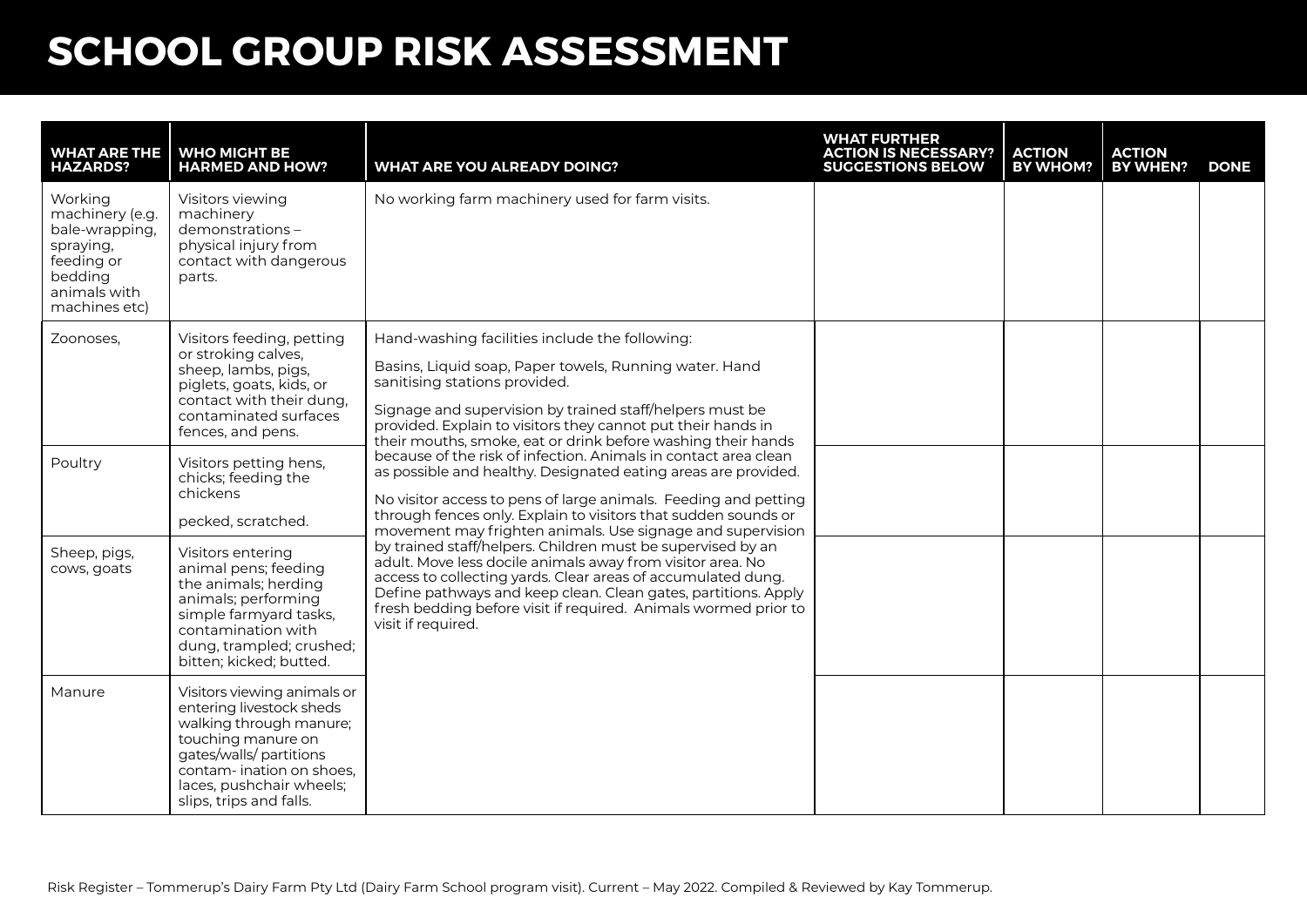# SCHOOL GROUP RISK ASSESSMENT

| WHAT ARE THE HAZARDS? | WHO MIGHT BE HARMED AND HOW? | WHAT ARE YOU ALREADY DOING? | WHAT FURTHER ACTION IS NECESSARY? SUGGESTIONS BELOW | ACTION BY WHOM? | ACTION BY WHEN? | DONE |
|---|---|---|---|---|---|---|
| Working machinery (e.g. bale-wrapping, spraying, feeding or bedding animals with machines etc) | Visitors viewing machinery demonstrations – physical injury from contact with dangerous parts. | No working farm machinery used for farm visits. | | | | |
| Zoonoses, | Visitors feeding, petting or stroking calves, sheep, lambs, pigs, piglets, goats, kids, or contact with their dung, contaminated surfaces fences, and pens. | Hand-washing facilities include the following: Basins, Liquid soap, Paper towels, Running water. Hand sanitising stations provided. Signage and supervision by trained staff/helpers must be provided. Explain to visitors they cannot put their hands in their mouths, smoke, eat or drink before washing their hands because of the risk of infection. Animals in contact area clean as possible and healthy. Designated eating areas are provided. No visitor access to pens of large animals. Feeding and petting through fences only. Explain to visitors that sudden sounds or movement may frighten animals. Use signage and supervision by trained staff/helpers. Children must be supervised by an adult. Move less docile animals away from visitor area. No access to collecting yards. Clear areas of accumulated dung. Define pathways and keep clean. Clean gates, partitions. Apply fresh bedding before visit if required. Animals wormed prior to visit if required. | | | | |
| Poultry | Visitors petting hens, chicks; feeding the chickens pecked, scratched. | | | | | |
| Sheep, pigs, cows, goats | Visitors entering animal pens; feeding the animals; herding animals; performing simple farmyard tasks, contamination with dung, trampled; crushed; bitten; kicked; butted. | | | | | |
| Manure | Visitors viewing animals or entering livestock sheds walking through manure; touching manure on gates/walls/ partitions contam- ination on shoes, laces, pushchair wheels; slips, trips and falls. | | | | | |

Risk Register – Tommerup's Dairy Farm Pty Ltd (Dairy Farm School program visit). Current – May 2022. Compiled & Reviewed by Kay Tommerup.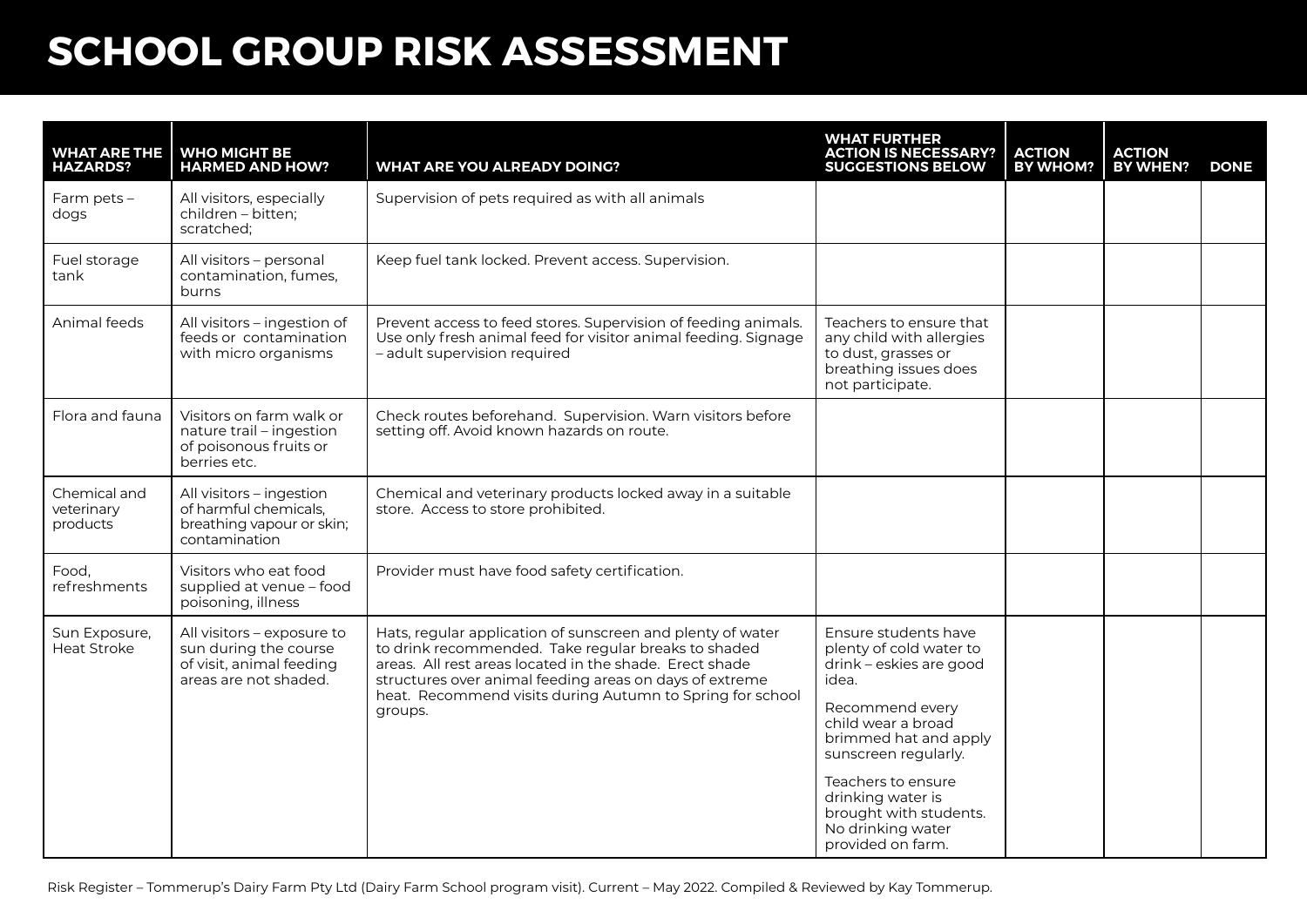# SCHOOL GROUP RISK ASSESSMENT

| WHAT ARE THE HAZARDS? | WHO MIGHT BE HARMED AND HOW? | WHAT ARE YOU ALREADY DOING? | WHAT FURTHER ACTION IS NECESSARY? SUGGESTIONS BELOW | ACTION BY WHOM? | ACTION BY WHEN? | DONE |
|---|---|---|---|---|---|---|
| Farm pets – dogs | All visitors, especially children – bitten; scratched; | Supervision of pets required as with all animals | | | | |
| Fuel storage tank | All visitors – personal contamination, fumes, burns | Keep fuel tank locked. Prevent access. Supervision. | | | | |
| Animal feeds | All visitors – ingestion of feeds or contamination with micro organisms | Prevent access to feed stores. Supervision of feeding animals. Use only fresh animal feed for visitor animal feeding. Signage – adult supervision required | Teachers to ensure that any child with allergies to dust, grasses or breathing issues does not participate. | | | |
| Flora and fauna | Visitors on farm walk or nature trail – ingestion of poisonous fruits or berries etc. | Check routes beforehand. Supervision. Warn visitors before setting off. Avoid known hazards on route. | | | | |
| Chemical and veterinary products | All visitors – ingestion of harmful chemicals, breathing vapour or skin; contamination | Chemical and veterinary products locked away in a suitable store. Access to store prohibited. | | | | |
| Food, refreshments | Visitors who eat food supplied at venue – food poisoning, illness | Provider must have food safety certification. | | | | |
| Sun Exposure, Heat Stroke | All visitors – exposure to sun during the course of visit, animal feeding areas are not shaded. | Hats, regular application of sunscreen and plenty of water to drink recommended. Take regular breaks to shaded areas. All rest areas located in the shade. Erect shade structures over animal feeding areas on days of extreme heat. Recommend visits during Autumn to Spring for school groups. | Ensure students have plenty of cold water to drink – eskies are good idea.<br><br>Recommend every child wear a broad brimmed hat and apply sunscreen regularly.<br><br>Teachers to ensure drinking water is brought with students. No drinking water provided on farm. | | | |

Risk Register – Tommerup's Dairy Farm Pty Ltd (Dairy Farm School program visit). Current – May 2022. Compiled & Reviewed by Kay Tommerup.